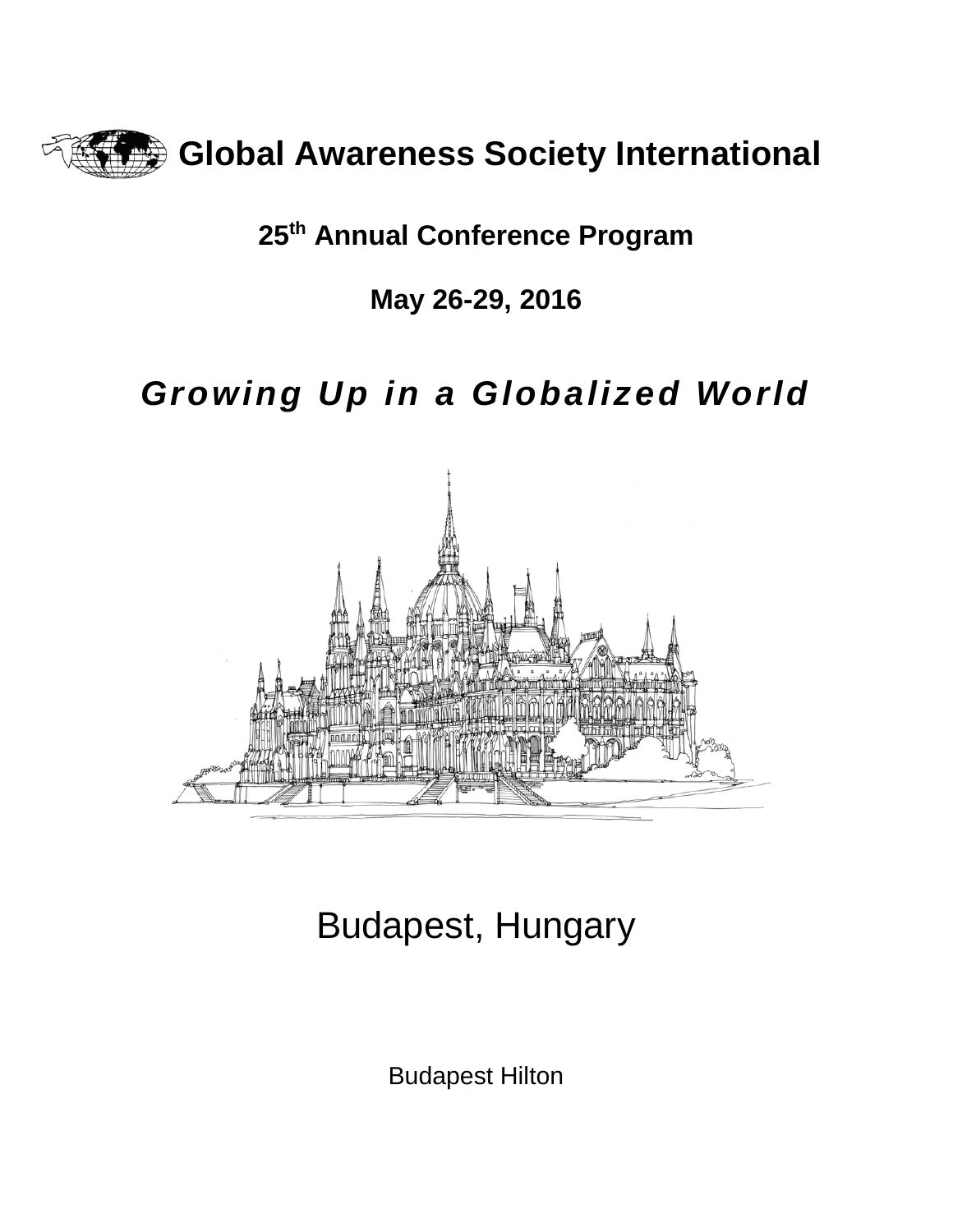# Global Awareness Society International

## 25th Annual Conference Program

## May 26-29, 2016

## *Growing Up in a Globalized World*

Budapest, Hungary

Budapest Hilton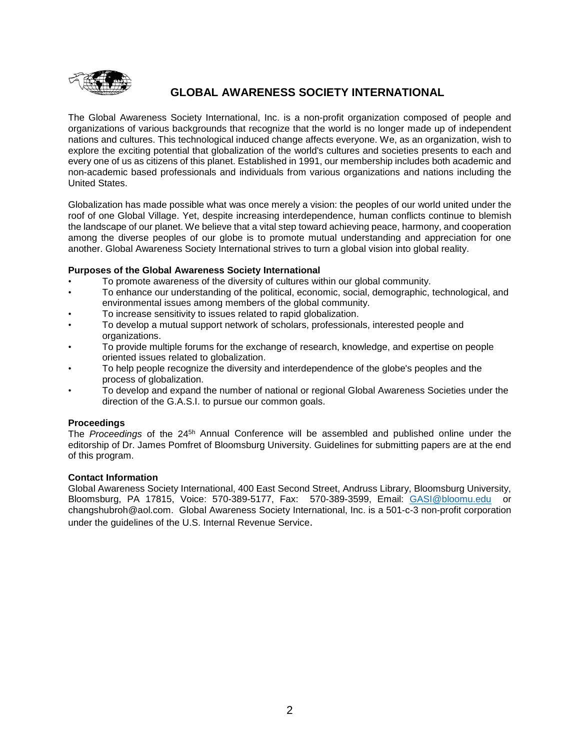# GLOBAL AWARENESS SOCIETY INTERNATIONAL

The Global Awareness Society International, Inc. is a non-profit organization composed of people and organizations of various backgrounds that recognize that the world is no longer made up of independent nations and cultures. This technological induced change affects everyone. We, as an organization, wish to explore the exciting potential that globalization of the world's cultures and societies presents to each and every one of us as citizens of this planet. Established in 1991, our membership includes both academic and non-academic based professionals and individuals from various organizations and nations including the United States.

Globalization has made possible what was once merely a vision: the peoples of our world united under the roof of one Global Village. Yet, despite increasing interdependence, human conflicts continue to blemish the landscape of our planet. We believe that a vital step toward achieving peace, harmony, and cooperation among the diverse peoples of our globe is to promote mutual understanding and appreciation for one another. Global Awareness Society International strives to turn a global vision into global reality.

**Purposes of the Global Awareness Society International**

- To promote awareness of the diversity of cultures within our global community.
- To enhance our understanding of the political, economic, social, demographic, technological, and environmental issues among members of the global community.
- To increase sensitivity to issues related to rapid globalization.
- To develop a mutual support network of scholars, professionals, interested people and organizations.
- To provide multiple forums for the exchange of research, knowledge, and expertise on people oriented issues related to globalization.
- To help people recognize the diversity and interdependence of the globe's peoples and the process of globalization.
- To develop and expand the number of national or regional Global Awareness Societies under the direction of the G.A.S.I. to pursue our common goals.

**Proceedings**

The *Proceedings* of the 24[5h] Annual Conference will be assembled and published online under the editorship of Dr. James Pomfret of Bloomsburg University. Guidelines for submitting papers are at the end of this program.

**Contact Information**

Global Awareness Society International, 400 East Second Street, Andruss Library, Bloomsburg University, Bloomsburg, PA 17815, Voice: 570-389-5177, Fax: 570-389-3599, Email: GASI@bloomu.edu or changshubroh@aol.com. Global Awareness Society International, Inc. is a 501-c-3 non-profit corporation under the guidelines of the U.S. Internal Revenue Service.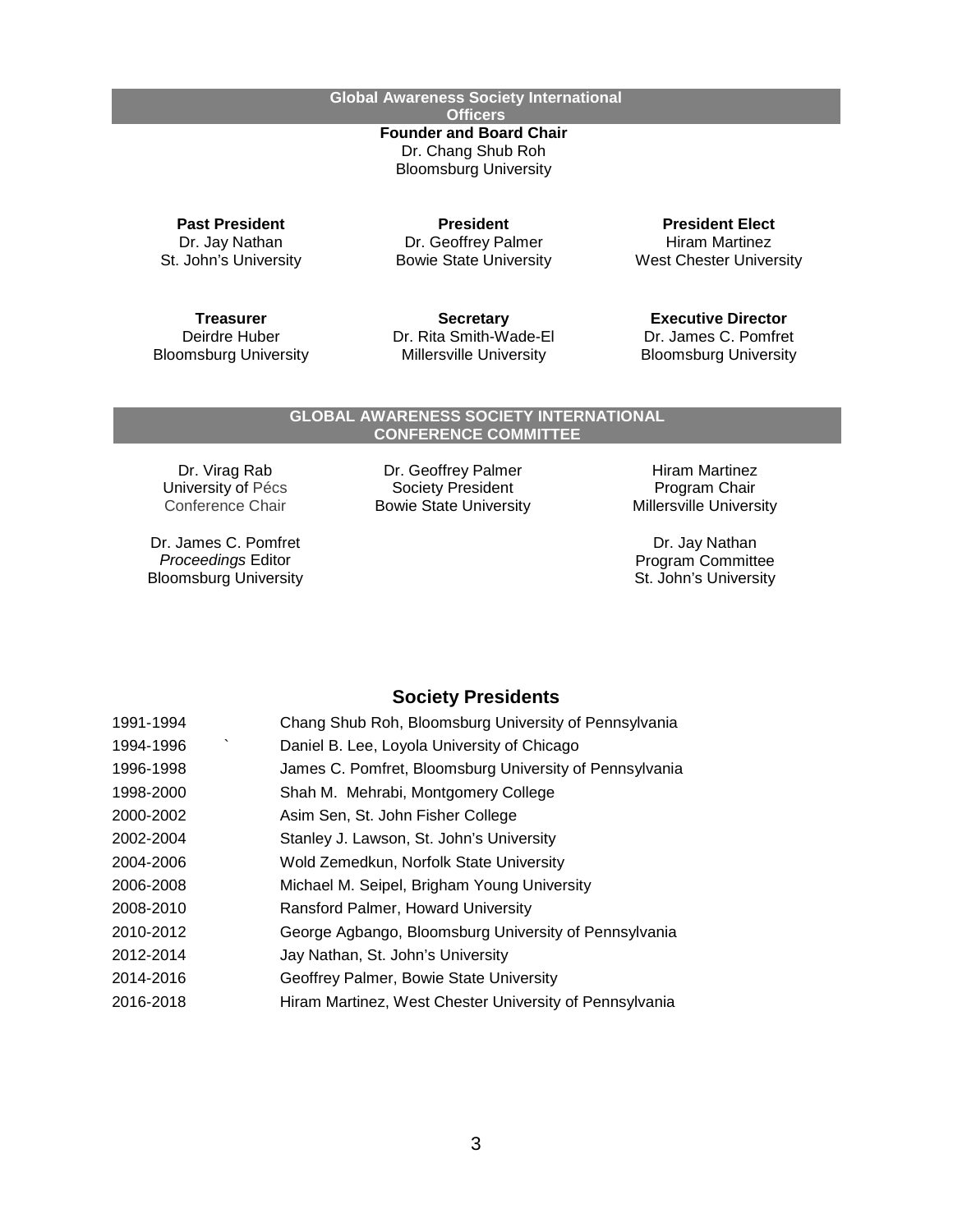## Global Awareness Society International Officers

**Founder and Board Chair**
Dr. Chang Shub Roh
Bloomsburg University

**Past President**
Dr. Jay Nathan
St. John's University

**President**
Dr. Geoffrey Palmer
Bowie State University

**President Elect**
Hiram Martinez
West Chester University

**Treasurer**
Deirdre Huber
Bloomsburg University

**Secretary**
Dr. Rita Smith-Wade-El
Millersville University

**Executive Director**
Dr. James C. Pomfret
Bloomsburg University

## GLOBAL AWARENESS SOCIETY INTERNATIONAL CONFERENCE COMMITTEE

Dr. Virag Rab
University of Pécs
Conference Chair

Dr. Geoffrey Palmer
Society President
Bowie State University

Hiram Martinez
Program Chair
Millersville University

Dr. James C. Pomfret
*Proceedings* Editor
Bloomsburg University

Dr. Jay Nathan
Program Committee
St. John's University

## Society Presidents

| | |
|---|---|
| 1991-1994 | Chang Shub Roh, Bloomsburg University of Pennsylvania |
| 1994-1996 | Daniel B. Lee, Loyola University of Chicago |
| 1996-1998 | James C. Pomfret, Bloomsburg University of Pennsylvania |
| 1998-2000 | Shah M. Mehrabi, Montgomery College |
| 2000-2002 | Asim Sen, St. John Fisher College |
| 2002-2004 | Stanley J. Lawson, St. John's University |
| 2004-2006 | Wold Zemedkun, Norfolk State University |
| 2006-2008 | Michael M. Seipel, Brigham Young University |
| 2008-2010 | Ransford Palmer, Howard University |
| 2010-2012 | George Agbango, Bloomsburg University of Pennsylvania |
| 2012-2014 | Jay Nathan, St. John's University |
| 2014-2016 | Geoffrey Palmer, Bowie State University |
| 2016-2018 | Hiram Martinez, West Chester University of Pennsylvania |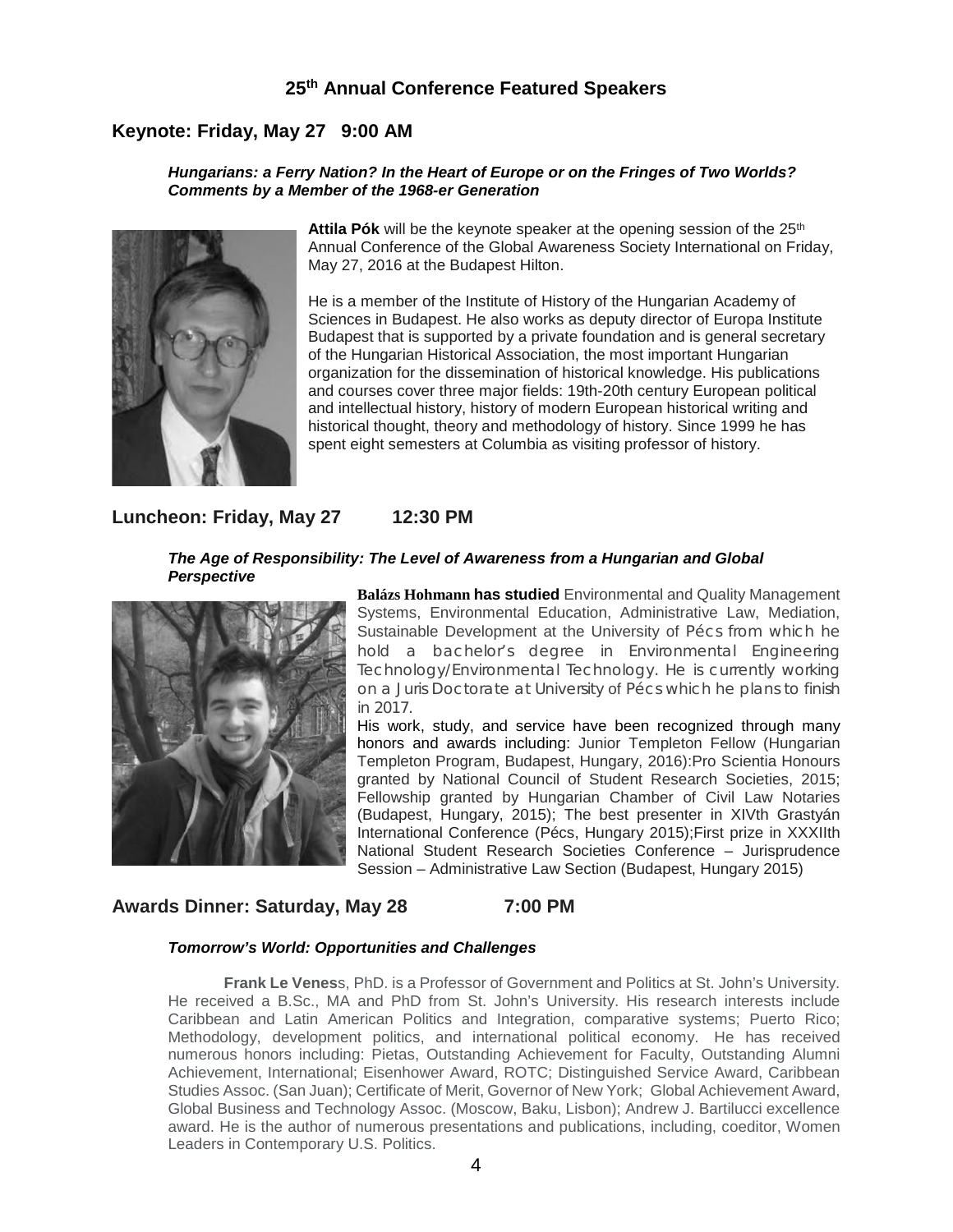## 25th Annual Conference Featured Speakers

### Keynote: Friday, May 27 9:00 AM

***Hungarians: a Ferry Nation? In the Heart of Europe or on the Fringes of Two Worlds? Comments by a Member of the 1968-er Generation***

**Attila Pók** will be the keynote speaker at the opening session of the 25th Annual Conference of the Global Awareness Society International on Friday, May 27, 2016 at the Budapest Hilton.

He is a member of the Institute of History of the Hungarian Academy of Sciences in Budapest. He also works as deputy director of Europa Institute Budapest that is supported by a private foundation and is general secretary of the Hungarian Historical Association, the most important Hungarian organization for the dissemination of historical knowledge. His publications and courses cover three major fields: 19th-20th century European political and intellectual history, history of modern European historical writing and historical thought, theory and methodology of history. Since 1999 he has spent eight semesters at Columbia as visiting professor of history.

### Luncheon: Friday, May 27 12:30 PM

***The Age of Responsibility: The Level of Awareness from a Hungarian and Global Perspective***

**Balázs Hohmann has studied** Environmental and Quality Management Systems, Environmental Education, Administrative Law, Mediation, Sustainable Development at the University of Pécs from which he hold a bachelor's degree in Environmental Engineering Technology/Environmental Technology. He is currently working on a Juris Doctorate at University of Pécs which he plans to finish in 2017.

His work, study, and service have been recognized through many honors and awards including: Junior Templeton Fellow (Hungarian Templeton Program, Budapest, Hungary, 2016):Pro Scientia Honours granted by National Council of Student Research Societies, 2015; Fellowship granted by Hungarian Chamber of Civil Law Notaries (Budapest, Hungary, 2015); The best presenter in XIVth Grastyán International Conference (Pécs, Hungary 2015);First prize in XXXIIth National Student Research Societies Conference – Jurisprudence Session – Administrative Law Section (Budapest, Hungary 2015)

### Awards Dinner: Saturday, May 28 7:00 PM

***Tomorrow's World: Opportunities and Challenges***

**Frank Le Veness**, PhD. is a Professor of Government and Politics at St. John's University. He received a B.Sc., MA and PhD from St. John's University. His research interests include Caribbean and Latin American Politics and Integration, comparative systems; Puerto Rico; Methodology, development politics, and international political economy. He has received numerous honors including: Pietas, Outstanding Achievement for Faculty, Outstanding Alumni Achievement, International; Eisenhower Award, ROTC; Distinguished Service Award, Caribbean Studies Assoc. (San Juan); Certificate of Merit, Governor of New York; Global Achievement Award, Global Business and Technology Assoc. (Moscow, Baku, Lisbon); Andrew J. Bartilucci excellence award. He is the author of numerous presentations and publications, including, coeditor, Women Leaders in Contemporary U.S. Politics.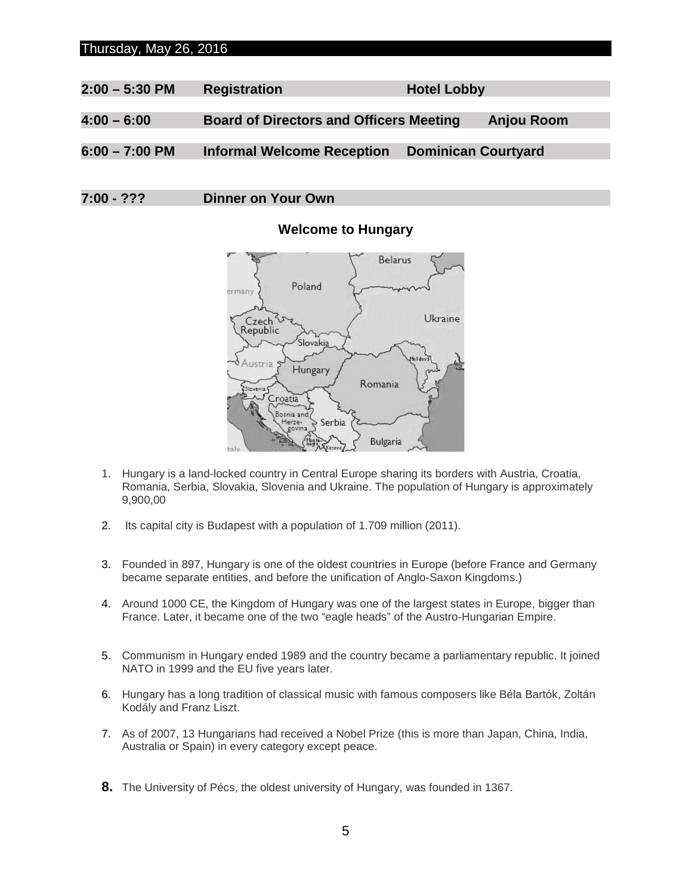## Thursday, May 26, 2016

| | | |
|---|---|---|
| **2:00 – 5:30 PM** | **Registration** | **Hotel Lobby** |
| **4:00 – 6:00** | **Board of Directors and Officers Meeting** | **Anjou Room** |
| **6:00 – 7:00 PM** | **Informal Welcome Reception** | **Dominican Courtyard** |
| **7:00 - ???** | **Dinner on Your Own** | |

### Welcome to Hungary

1. Hungary is a land-locked country in Central Europe sharing its borders with Austria, Croatia, Romania, Serbia, Slovakia, Slovenia and Ukraine. The population of Hungary is approximately 9,900,00
2. Its capital city is Budapest with a population of 1.709 million (2011).
3. Founded in 897, Hungary is one of the oldest countries in Europe (before France and Germany became separate entities, and before the unification of Anglo-Saxon Kingdoms.)
4. Around 1000 CE, the Kingdom of Hungary was one of the largest states in Europe, bigger than France. Later, it became one of the two "eagle heads" of the Austro-Hungarian Empire.
5. Communism in Hungary ended 1989 and the country became a parliamentary republic. It joined NATO in 1999 and the EU five years later.
6. Hungary has a long tradition of classical music with famous composers like Béla Bartók, Zoltán Kodály and Franz Liszt.
7. As of 2007, 13 Hungarians had received a Nobel Prize (this is more than Japan, China, India, Australia or Spain) in every category except peace.
8. The University of Pécs, the oldest university of Hungary, was founded in 1367.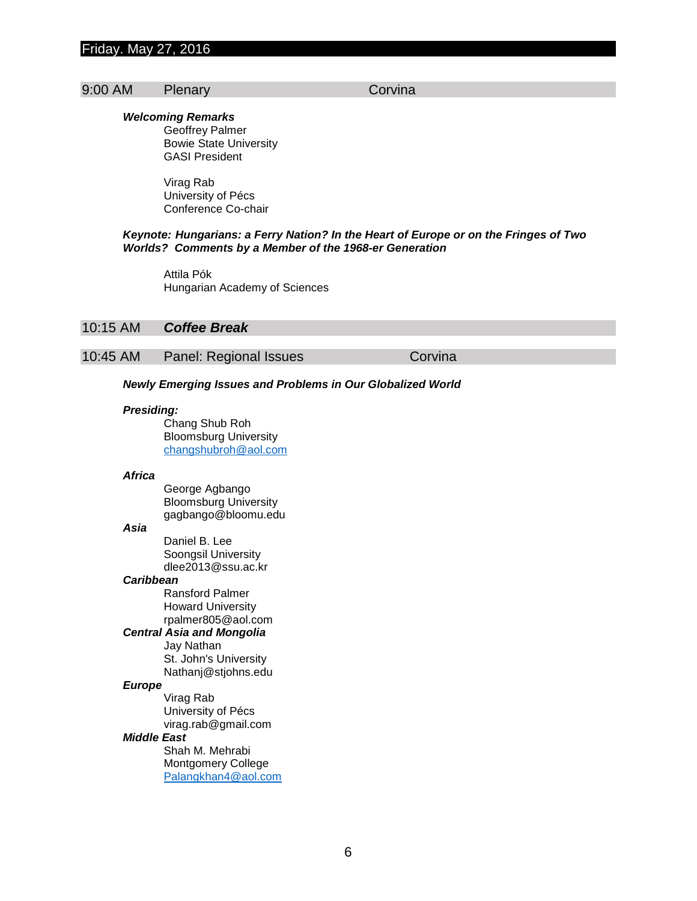## Friday. May 27, 2016

### 9:00 AM Plenary — Corvina

***Welcoming Remarks***

Geoffrey Palmer
Bowie State University
GASI President

Virag Rab
University of Pécs
Conference Co-chair

***Keynote: Hungarians: a Ferry Nation? In the Heart of Europe or on the Fringes of Two Worlds? Comments by a Member of the 1968-er Generation***

Attila Pók
Hungarian Academy of Sciences

### 10:15 AM ***Coffee Break***

### 10:45 AM Panel: Regional Issues — Corvina

***Newly Emerging Issues and Problems in Our Globalized World***

***Presiding:***

Chang Shub Roh
Bloomsburg University
changshubroh@aol.com

***Africa***

George Agbango
Bloomsburg University
gagbango@bloomu.edu

***Asia***

Daniel B. Lee
Soongsil University
dlee2013@ssu.ac.kr

***Caribbean***

Ransford Palmer
Howard University
rpalmer805@aol.com

***Central Asia and Mongolia***

Jay Nathan
St. John's University
Nathanj@stjohns.edu

***Europe***

Virag Rab
University of Pécs
virag.rab@gmail.com

***Middle East***

Shah M. Mehrabi
Montgomery College
Palangkhan4@aol.com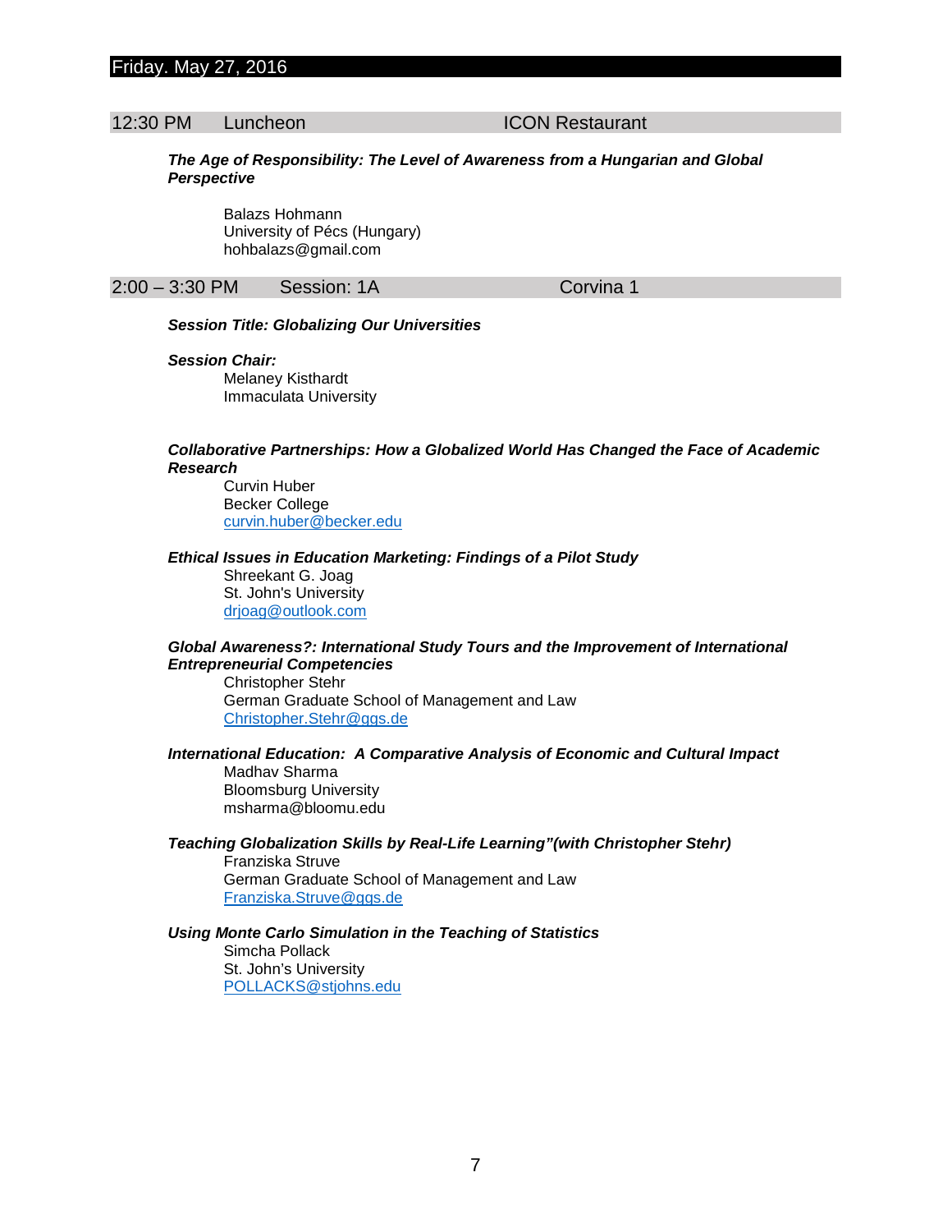## Friday. May 27, 2016

### 12:30 PM Luncheon ICON Restaurant

***The Age of Responsibility: The Level of Awareness from a Hungarian and Global Perspective***

Balazs Hohmann
University of Pécs (Hungary)
hohbalazs@gmail.com

### 2:00 – 3:30 PM Session: 1A Corvina 1

***Session Title: Globalizing Our Universities***

***Session Chair:***
Melaney Kisthardt
Immaculata University

***Collaborative Partnerships: How a Globalized World Has Changed the Face of Academic Research***
Curvin Huber
Becker College
curvin.huber@becker.edu

***Ethical Issues in Education Marketing: Findings of a Pilot Study***
Shreekant G. Joag
St. John's University
drjoag@outlook.com

***Global Awareness?: International Study Tours and the Improvement of International Entrepreneurial Competencies***
Christopher Stehr
German Graduate School of Management and Law
Christopher.Stehr@ggs.de

***International Education: A Comparative Analysis of Economic and Cultural Impact***
Madhav Sharma
Bloomsburg University
msharma@bloomu.edu

***Teaching Globalization Skills by Real-Life Learning"(with Christopher Stehr)***
Franziska Struve
German Graduate School of Management and Law
Franziska.Struve@ggs.de

***Using Monte Carlo Simulation in the Teaching of Statistics***
Simcha Pollack
St. John's University
POLLACKS@stjohns.edu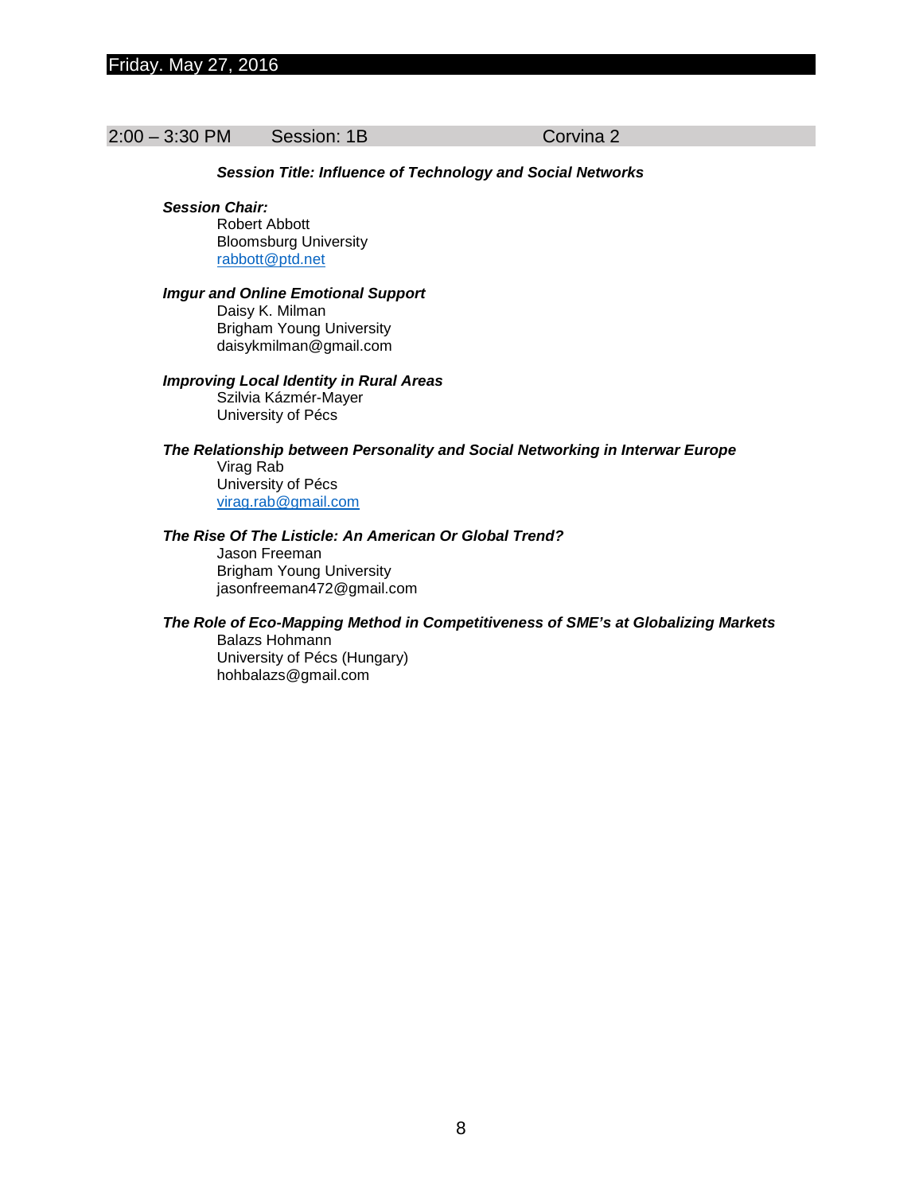## Friday. May 27, 2016

### 2:00 – 3:30 PM Session: 1B Corvina 2

***Session Title: Influence of Technology and Social Networks***

***Session Chair:***
Robert Abbott
Bloomsburg University
rabbott@ptd.net

***Imgur and Online Emotional Support***
Daisy K. Milman
Brigham Young University
daisykmilman@gmail.com

***Improving Local Identity in Rural Areas***
Szilvia Kázmér-Mayer
University of Pécs

***The Relationship between Personality and Social Networking in Interwar Europe***
Virag Rab
University of Pécs
virag.rab@gmail.com

***The Rise Of The Listicle: An American Or Global Trend?***
Jason Freeman
Brigham Young University
jasonfreeman472@gmail.com

***The Role of Eco-Mapping Method in Competitiveness of SME's at Globalizing Markets***
Balazs Hohmann
University of Pécs (Hungary)
hohbalazs@gmail.com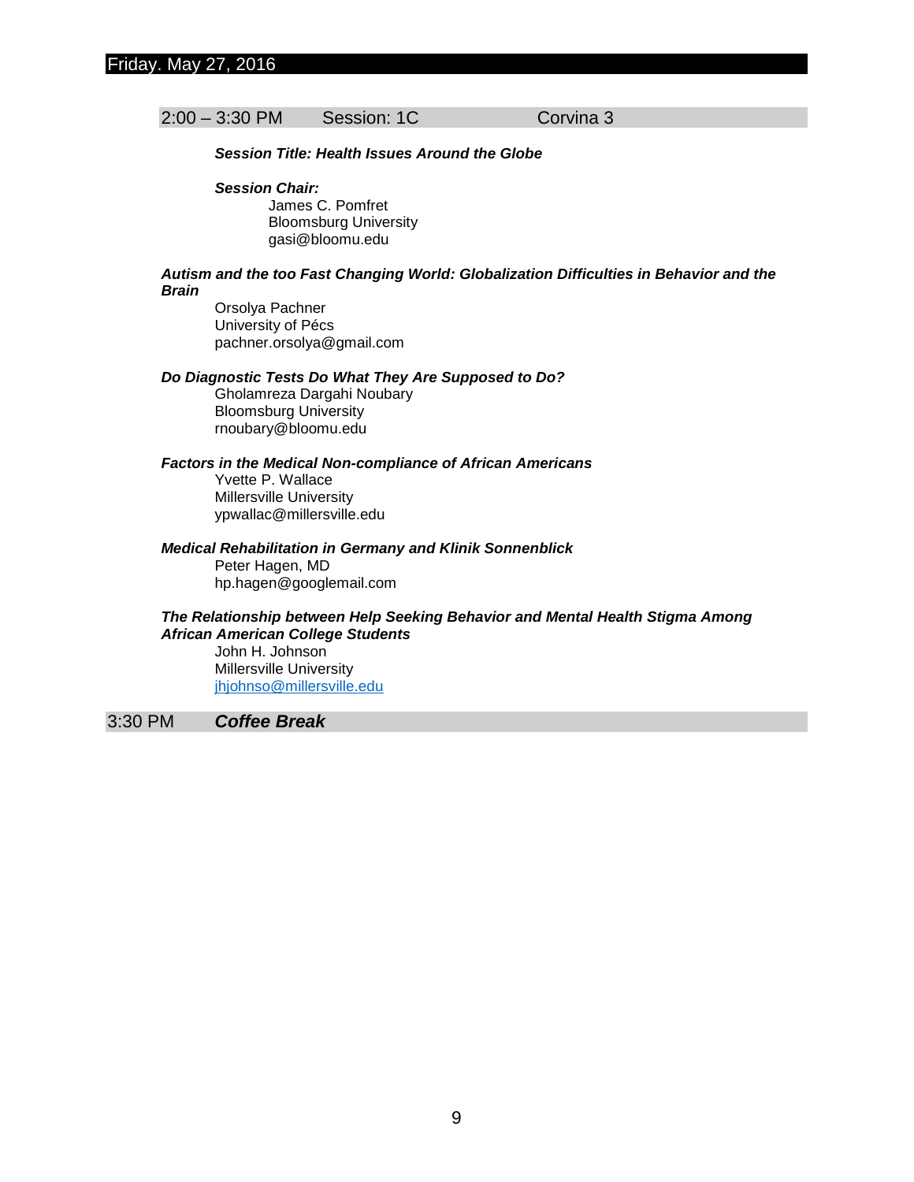## Friday. May 27, 2016

### 2:00 – 3:30 PM Session: 1C Corvina 3

***Session Title: Health Issues Around the Globe***

***Session Chair:***

James C. Pomfret
Bloomsburg University
gasi@bloomu.edu

***Autism and the too Fast Changing World: Globalization Difficulties in Behavior and the Brain***

Orsolya Pachner
University of Pécs
pachner.orsolya@gmail.com

***Do Diagnostic Tests Do What They Are Supposed to Do?***

Gholamreza Dargahi Noubary
Bloomsburg University
rnoubary@bloomu.edu

***Factors in the Medical Non-compliance of African Americans***

Yvette P. Wallace
Millersville University
ypwallac@millersville.edu

***Medical Rehabilitation in Germany and Klinik Sonnenblick***

Peter Hagen, MD
hp.hagen@googlemail.com

***The Relationship between Help Seeking Behavior and Mental Health Stigma Among African American College Students***

John H. Johnson
Millersville University
jhjohnso@millersville.edu

### 3:30 PM ***Coffee Break***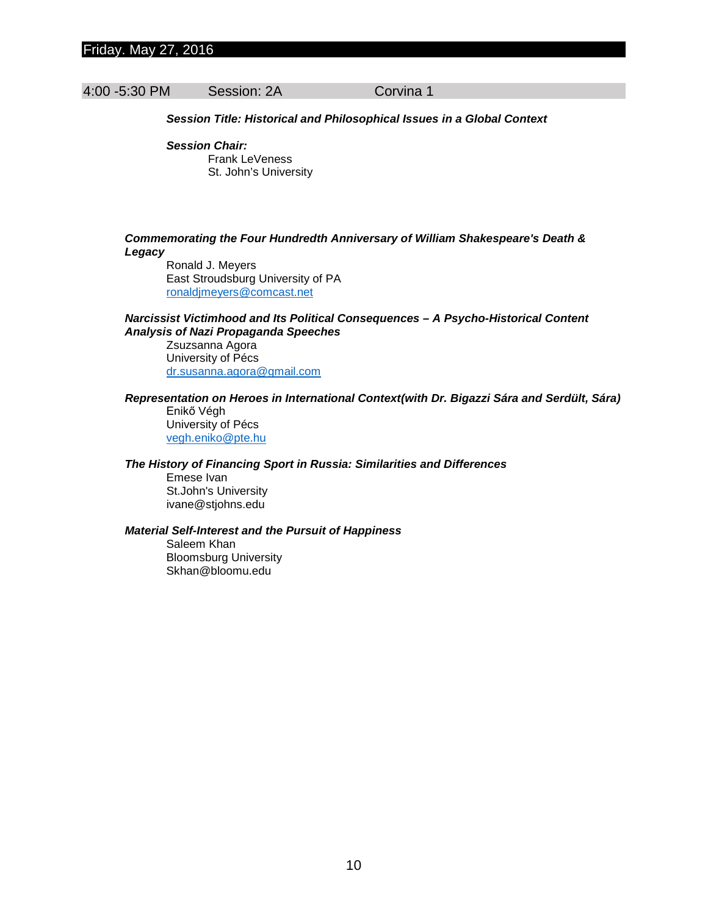## Friday. May 27, 2016

### 4:00 -5:30 PM Session: 2A Corvina 1

***Session Title: Historical and Philosophical Issues in a Global Context***

***Session Chair:***
Frank LeVeness
St. John's University

***Commemorating the Four Hundredth Anniversary of William Shakespeare's Death & Legacy***
Ronald J. Meyers
East Stroudsburg University of PA
ronaldjmeyers@comcast.net

***Narcissist Victimhood and Its Political Consequences – A Psycho-Historical Content Analysis of Nazi Propaganda Speeches***
Zsuzsanna Agora
University of Pécs
dr.susanna.agora@gmail.com

***Representation on Heroes in International Context(with Dr. Bigazzi Sára and Serdült, Sára)***
Enikő Végh
University of Pécs
vegh.eniko@pte.hu

***The History of Financing Sport in Russia: Similarities and Differences***
Emese Ivan
St.John's University
ivane@stjohns.edu

***Material Self-Interest and the Pursuit of Happiness***
Saleem Khan
Bloomsburg University
Skhan@bloomu.edu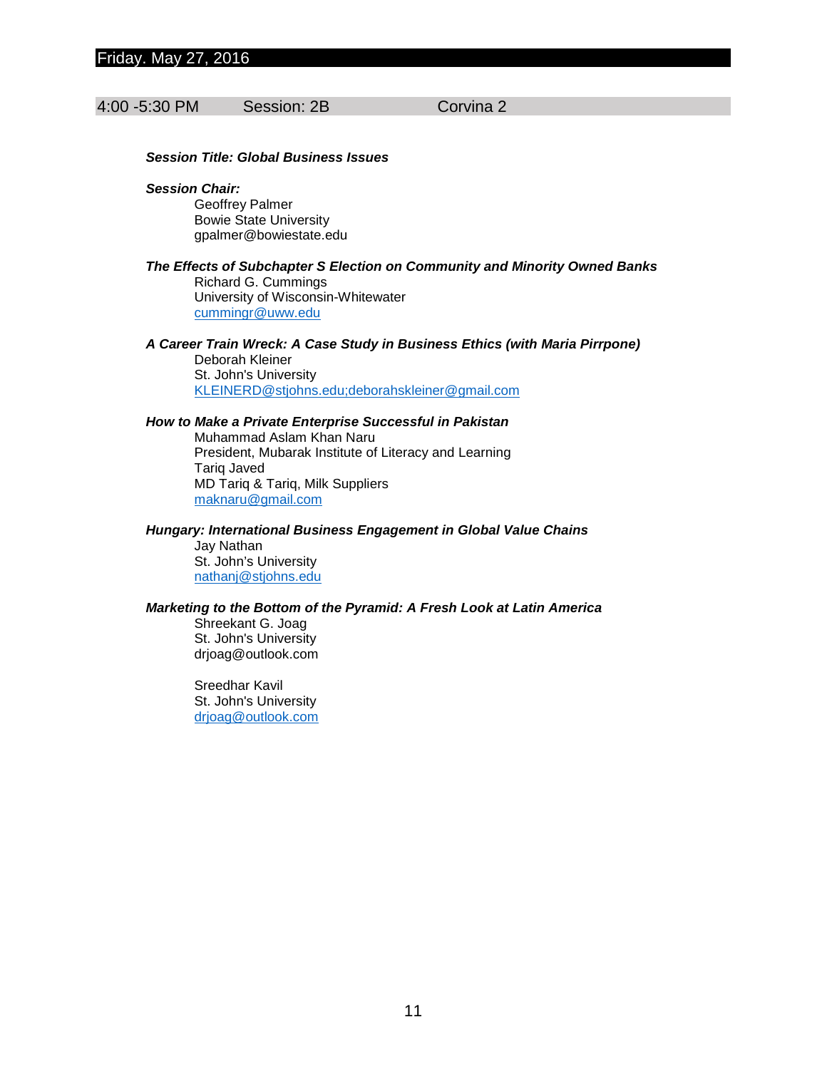## Friday. May 27, 2016

**4:00 -5:30 PM Session: 2B Corvina 2**

***Session Title: Global Business Issues***

***Session Chair:***

Geoffrey Palmer
Bowie State University
gpalmer@bowiestate.edu

***The Effects of Subchapter S Election on Community and Minority Owned Banks***

Richard G. Cummings
University of Wisconsin-Whitewater
cummingr@uww.edu

***A Career Train Wreck: A Case Study in Business Ethics (with Maria Pirrpone)***

Deborah Kleiner
St. John's University
KLEINERD@stjohns.edu;deborahskleiner@gmail.com

***How to Make a Private Enterprise Successful in Pakistan***

Muhammad Aslam Khan Naru
President, Mubarak Institute of Literacy and Learning
Tariq Javed
MD Tariq & Tariq, Milk Suppliers
maknaru@gmail.com

***Hungary: International Business Engagement in Global Value Chains***

Jay Nathan
St. John's University
nathanj@stjohns.edu

***Marketing to the Bottom of the Pyramid: A Fresh Look at Latin America***

Shreekant G. Joag
St. John's University
drjoag@outlook.com

Sreedhar Kavil
St. John's University
drjoag@outlook.com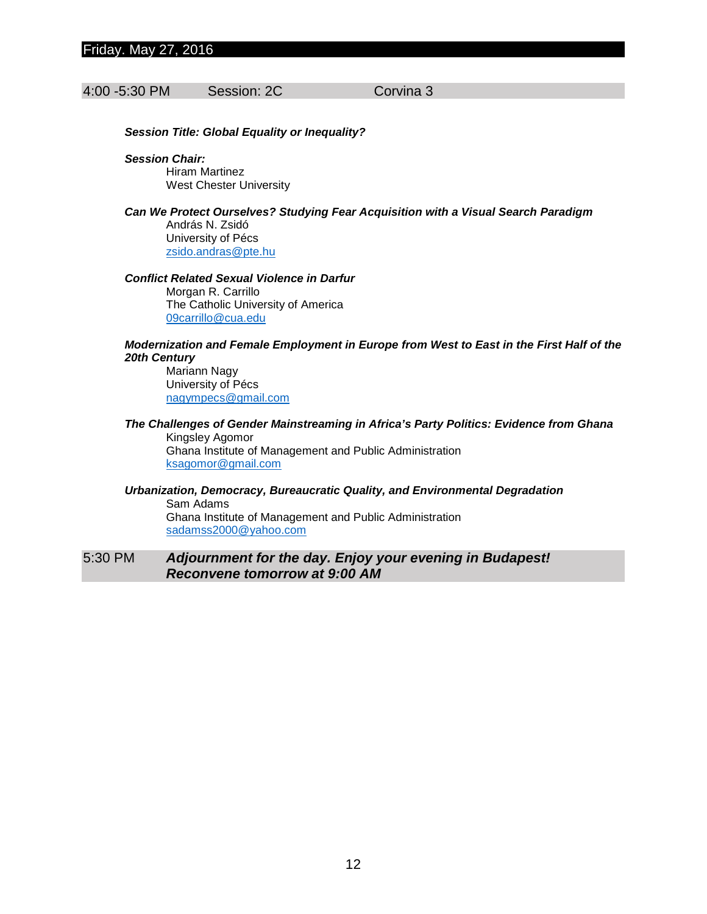## Friday. May 27, 2016

**4:00 -5:30 PM** Session: 2C Corvina 3

***Session Title: Global Equality or Inequality?***

***Session Chair:***
Hiram Martinez
West Chester University

***Can We Protect Ourselves? Studying Fear Acquisition with a Visual Search Paradigm***
András N. Zsidó
University of Pécs
zsido.andras@pte.hu

***Conflict Related Sexual Violence in Darfur***
Morgan R. Carrillo
The Catholic University of America
09carrillo@cua.edu

***Modernization and Female Employment in Europe from West to East in the First Half of the 20th Century***
Mariann Nagy
University of Pécs
nagympecs@gmail.com

***The Challenges of Gender Mainstreaming in Africa's Party Politics: Evidence from Ghana***
Kingsley Agomor
Ghana Institute of Management and Public Administration
ksagomor@gmail.com

***Urbanization, Democracy, Bureaucratic Quality, and Environmental Degradation***
Sam Adams
Ghana Institute of Management and Public Administration
sadamss2000@yahoo.com

**5:30 PM** ***Adjournment for the day. Enjoy your evening in Budapest! Reconvene tomorrow at 9:00 AM***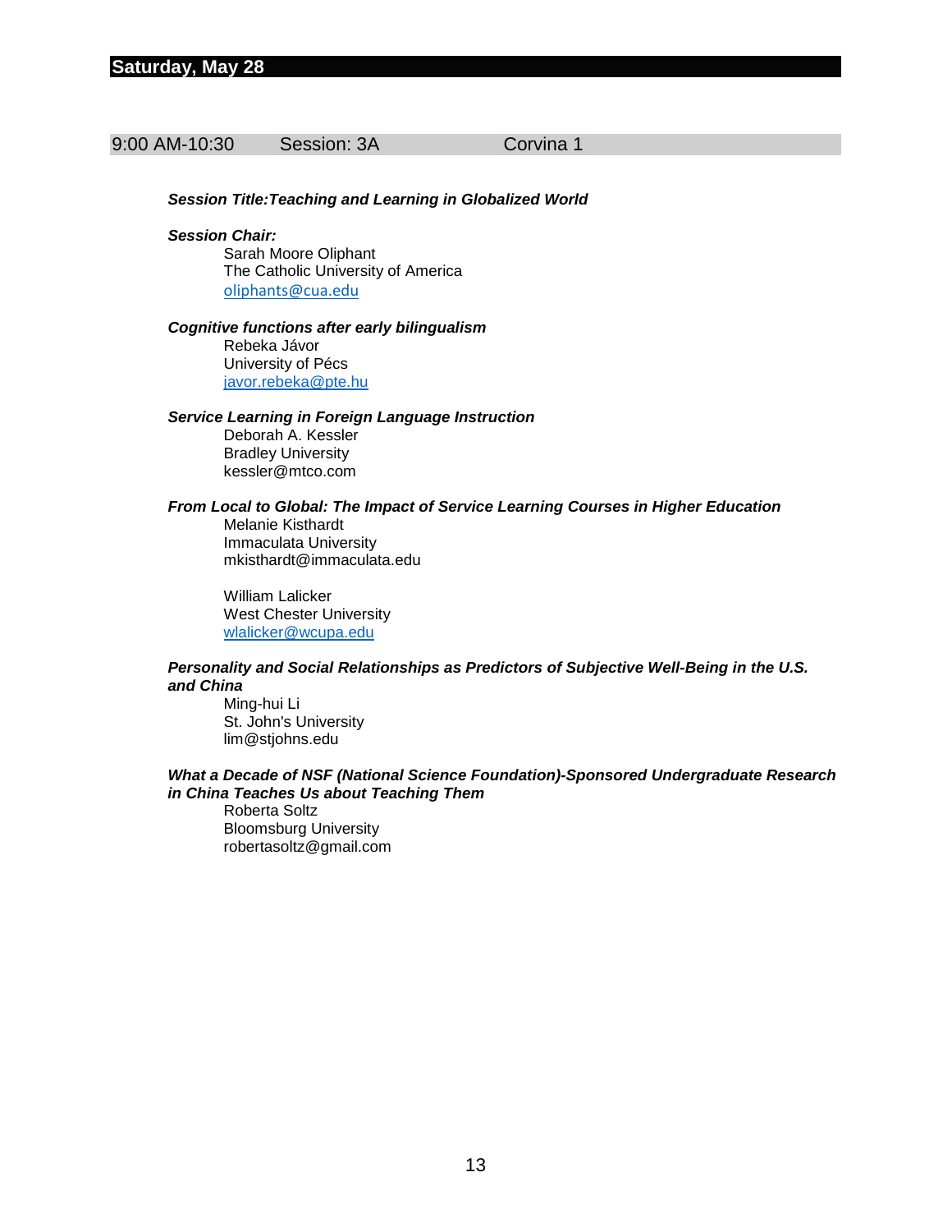## Saturday, May 28

**9:00 AM-10:30 Session: 3A Corvina 1**

***Session Title:Teaching and Learning in Globalized World***

***Session Chair:***

Sarah Moore Oliphant
The Catholic University of America
oliphants@cua.edu

***Cognitive functions after early bilingualism***

Rebeka Jávor
University of Pécs
javor.rebeka@pte.hu

***Service Learning in Foreign Language Instruction***

Deborah A. Kessler
Bradley University
kessler@mtco.com

***From Local to Global: The Impact of Service Learning Courses in Higher Education***

Melanie Kisthardt
Immaculata University
mkisthardt@immaculata.edu

William Lalicker
West Chester University
wlalicker@wcupa.edu

***Personality and Social Relationships as Predictors of Subjective Well-Being in the U.S. and China***

Ming-hui Li
St. John's University
lim@stjohns.edu

***What a Decade of NSF (National Science Foundation)-Sponsored Undergraduate Research in China Teaches Us about Teaching Them***

Roberta Soltz
Bloomsburg University
robertasoltz@gmail.com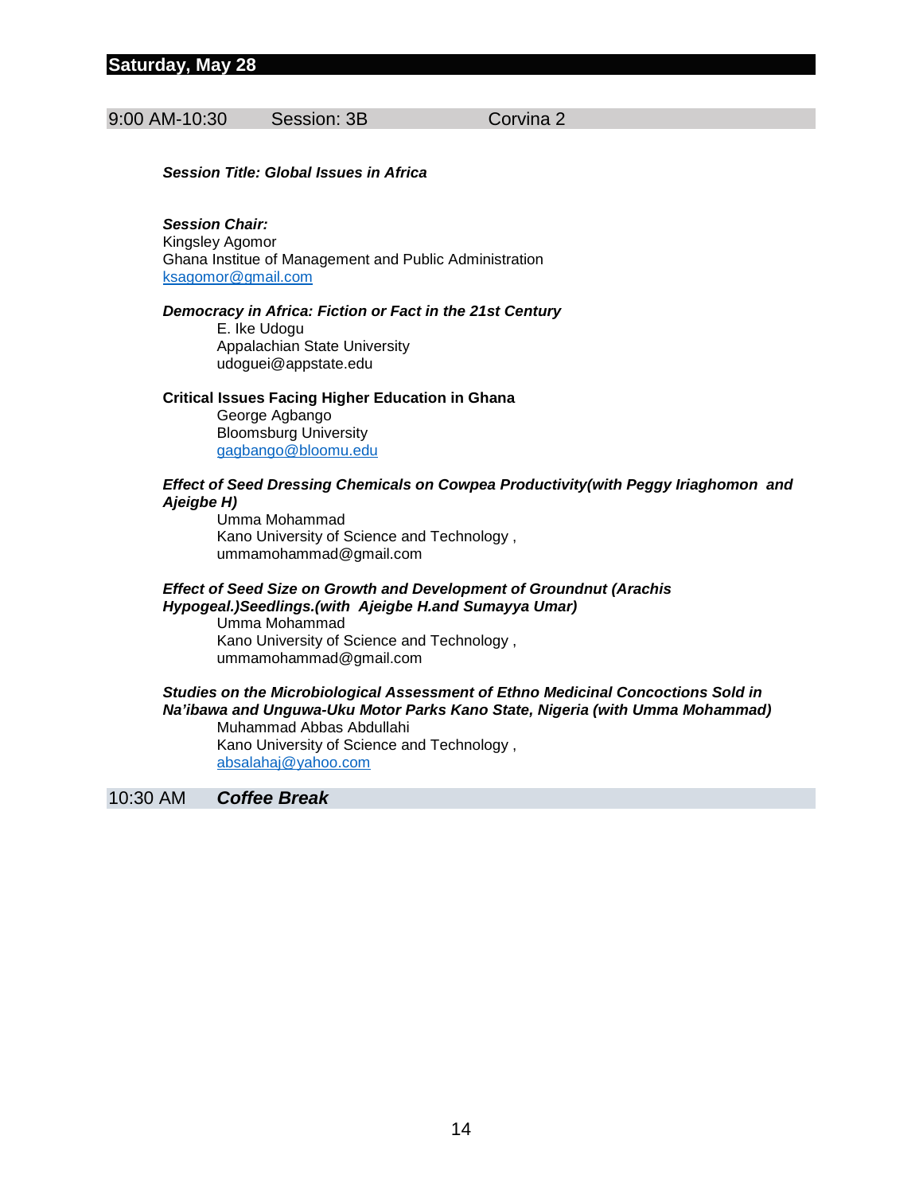## Saturday, May 28

9:00 AM-10:30 Session: 3B Corvina 2

***Session Title: Global Issues in Africa***

***Session Chair:***
Kingsley Agomor
Ghana Institue of Management and Public Administration
ksagomor@gmail.com

***Democracy in Africa: Fiction or Fact in the 21st Century***
E. Ike Udogu
Appalachian State University
udoguei@appstate.edu

**Critical Issues Facing Higher Education in Ghana**
George Agbango
Bloomsburg University
gagbango@bloomu.edu

***Effect of Seed Dressing Chemicals on Cowpea Productivity(with Peggy Iriaghomon and Ajeigbe H)***
Umma Mohammad
Kano University of Science and Technology ,
ummamohammad@gmail.com

***Effect of Seed Size on Growth and Development of Groundnut (Arachis Hypogeal.)Seedlings.(with Ajeigbe H.and Sumayya Umar)***
Umma Mohammad
Kano University of Science and Technology ,
ummamohammad@gmail.com

***Studies on the Microbiological Assessment of Ethno Medicinal Concoctions Sold in Na'ibawa and Unguwa-Uku Motor Parks Kano State, Nigeria (with Umma Mohammad)***
Muhammad Abbas Abdullahi
Kano University of Science and Technology ,
absalahaj@yahoo.com

10:30 AM ***Coffee Break***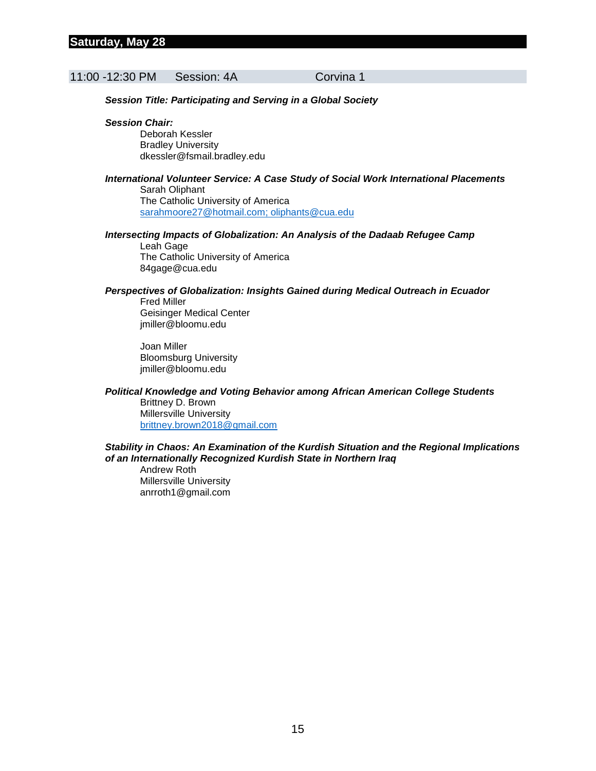## Saturday, May 28

### 11:00 -12:30 PM Session: 4A Corvina 1

***Session Title: Participating and Serving in a Global Society***

***Session Chair:***

Deborah Kessler
Bradley University
dkessler@fsmail.bradley.edu

***International Volunteer Service: A Case Study of Social Work International Placements***

Sarah Oliphant
The Catholic University of America
sarahmoore27@hotmail.com; oliphants@cua.edu

***Intersecting Impacts of Globalization: An Analysis of the Dadaab Refugee Camp***

Leah Gage
The Catholic University of America
84gage@cua.edu

***Perspectives of Globalization: Insights Gained during Medical Outreach in Ecuador***

Fred Miller
Geisinger Medical Center
jmiller@bloomu.edu

Joan Miller
Bloomsburg University
jmiller@bloomu.edu

***Political Knowledge and Voting Behavior among African American College Students***

Brittney D. Brown
Millersville University
brittney.brown2018@gmail.com

***Stability in Chaos: An Examination of the Kurdish Situation and the Regional Implications of an Internationally Recognized Kurdish State in Northern Iraq***

Andrew Roth
Millersville University
anrroth1@gmail.com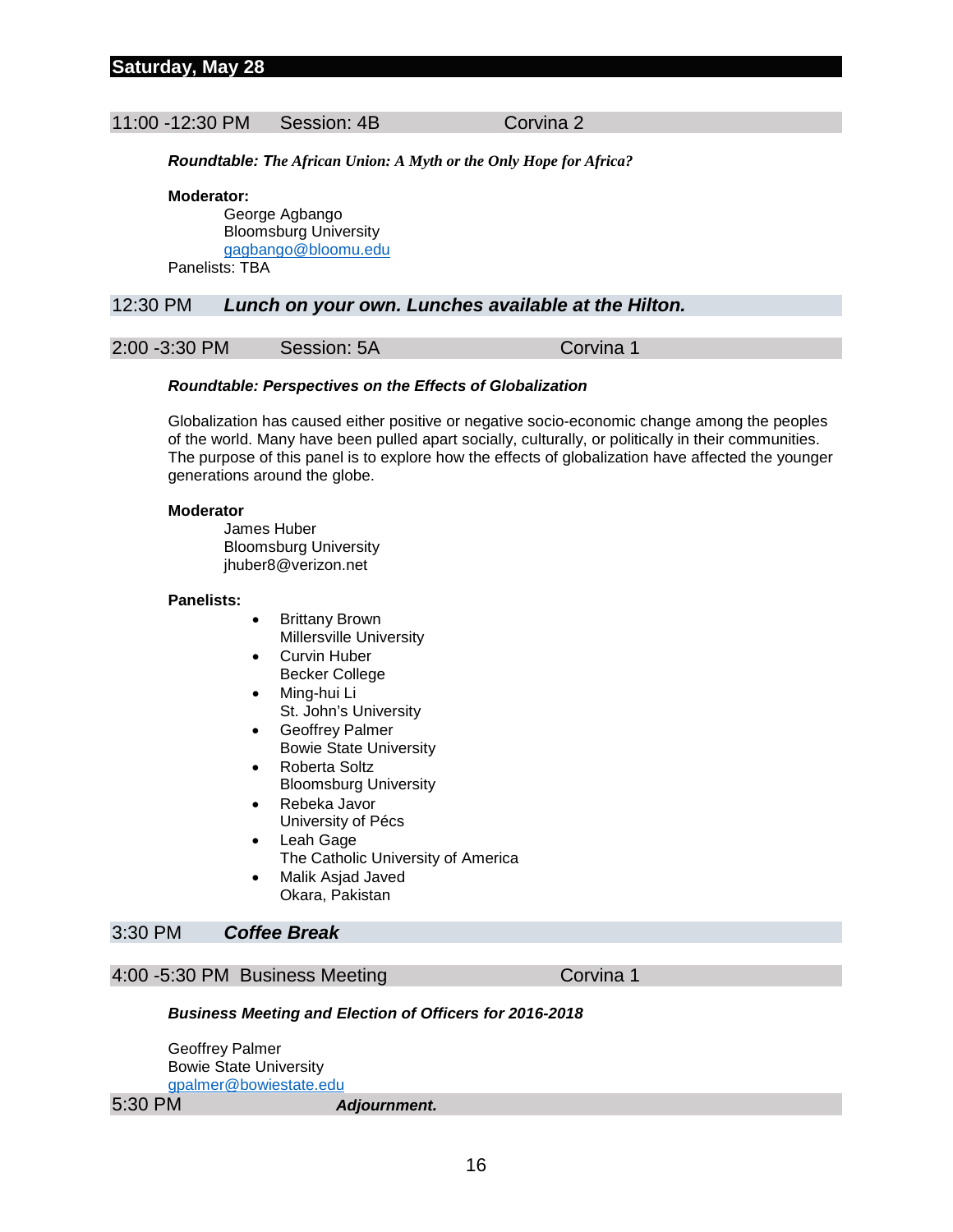## Saturday, May 28

**11:00 -12:30 PM Session: 4B Corvina 2**

***Roundtable: The African Union: A Myth or the Only Hope for Africa?***

**Moderator:**

George Agbango
Bloomsburg University
gagbango@bloomu.edu

Panelists: TBA

**12:30 PM *Lunch on your own. Lunches available at the Hilton.***

**2:00 -3:30 PM Session: 5A Corvina 1**

***Roundtable: Perspectives on the Effects of Globalization***

Globalization has caused either positive or negative socio-economic change among the peoples of the world. Many have been pulled apart socially, culturally, or politically in their communities. The purpose of this panel is to explore how the effects of globalization have affected the younger generations around the globe.

**Moderator**

James Huber
Bloomsburg University
jhuber8@verizon.net

**Panelists:**

- Brittany Brown
  Millersville University
- Curvin Huber
  Becker College
- Ming-hui Li
  St. John's University
- Geoffrey Palmer
  Bowie State University
- Roberta Soltz
  Bloomsburg University
- Rebeka Javor
  University of Pécs
- Leah Gage
  The Catholic University of America
- Malik Asjad Javed
  Okara, Pakistan

**3:30 PM *Coffee Break***

**4:00 -5:30 PM Business Meeting Corvina 1**

***Business Meeting and Election of Officers for 2016-2018***

Geoffrey Palmer
Bowie State University
gpalmer@bowiestate.edu

**5:30 PM *Adjournment.***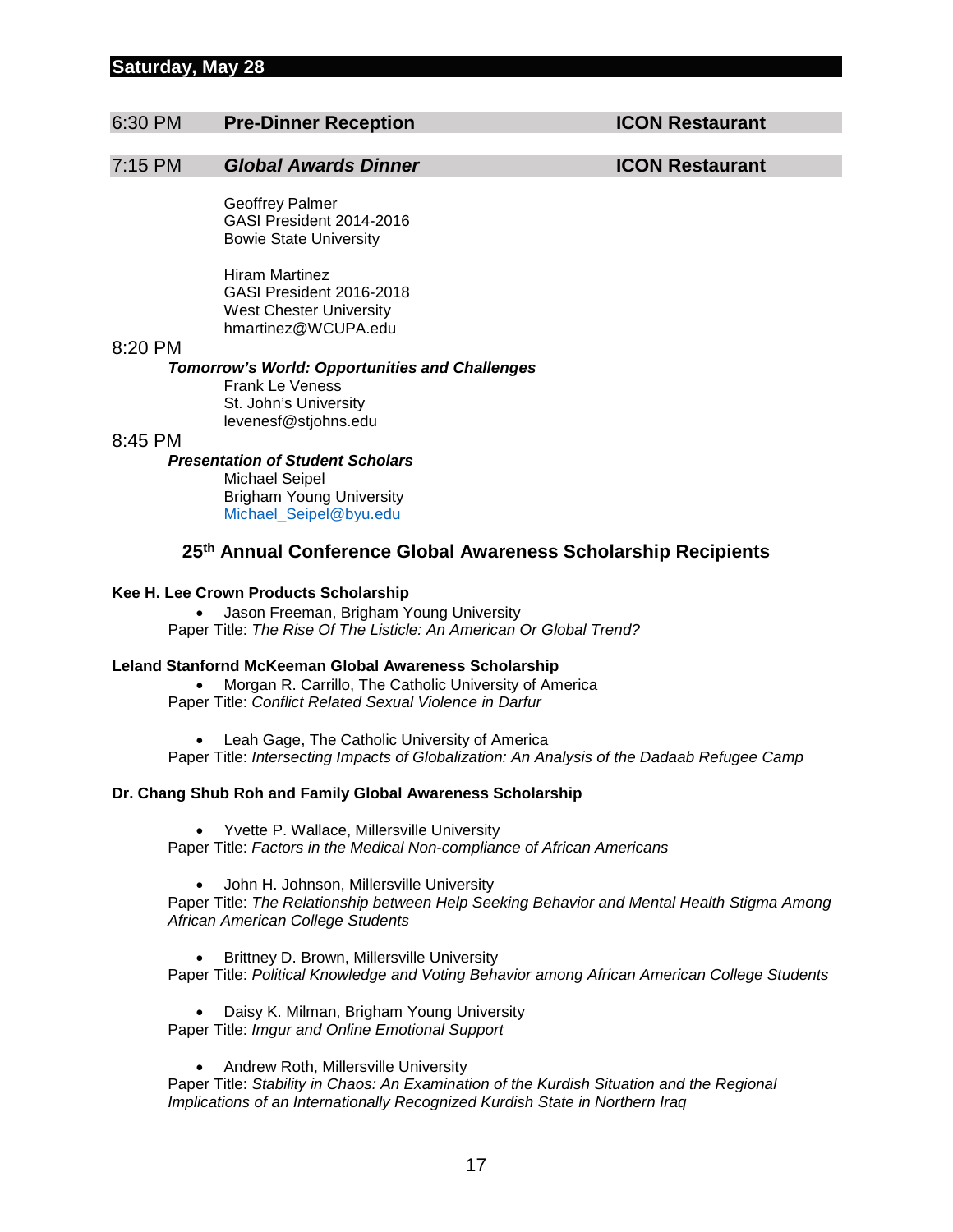## Saturday, May 28

**6:30 PM** **Pre-Dinner Reception** **ICON Restaurant**

**7:15 PM** ***Global Awards Dinner*** **ICON Restaurant**

Geoffrey Palmer
GASI President 2014-2016
Bowie State University

Hiram Martinez
GASI President 2016-2018
West Chester University
hmartinez@WCUPA.edu

**8:20 PM**

***Tomorrow's World: Opportunities and Challenges***
Frank Le Veness
St. John's University
levenesf@stjohns.edu

**8:45 PM**

***Presentation of Student Scholars***
Michael Seipel
Brigham Young University
Michael_Seipel@byu.edu

### 25th Annual Conference Global Awareness Scholarship Recipients

**Kee H. Lee Crown Products Scholarship**

- Jason Freeman, Brigham Young University

Paper Title: *The Rise Of The Listicle: An American Or Global Trend?*

**Leland Stanfornd McKeeman Global Awareness Scholarship**

- Morgan R. Carrillo, The Catholic University of America

Paper Title: *Conflict Related Sexual Violence in Darfur*

- Leah Gage, The Catholic University of America

Paper Title: *Intersecting Impacts of Globalization: An Analysis of the Dadaab Refugee Camp*

**Dr. Chang Shub Roh and Family Global Awareness Scholarship**

- Yvette P. Wallace, Millersville University

Paper Title: *Factors in the Medical Non-compliance of African Americans*

- John H. Johnson, Millersville University

Paper Title: *The Relationship between Help Seeking Behavior and Mental Health Stigma Among African American College Students*

- Brittney D. Brown, Millersville University

Paper Title: *Political Knowledge and Voting Behavior among African American College Students*

- Daisy K. Milman, Brigham Young University

Paper Title: *Imgur and Online Emotional Support*

- Andrew Roth, Millersville University

Paper Title: *Stability in Chaos: An Examination of the Kurdish Situation and the Regional Implications of an Internationally Recognized Kurdish State in Northern Iraq*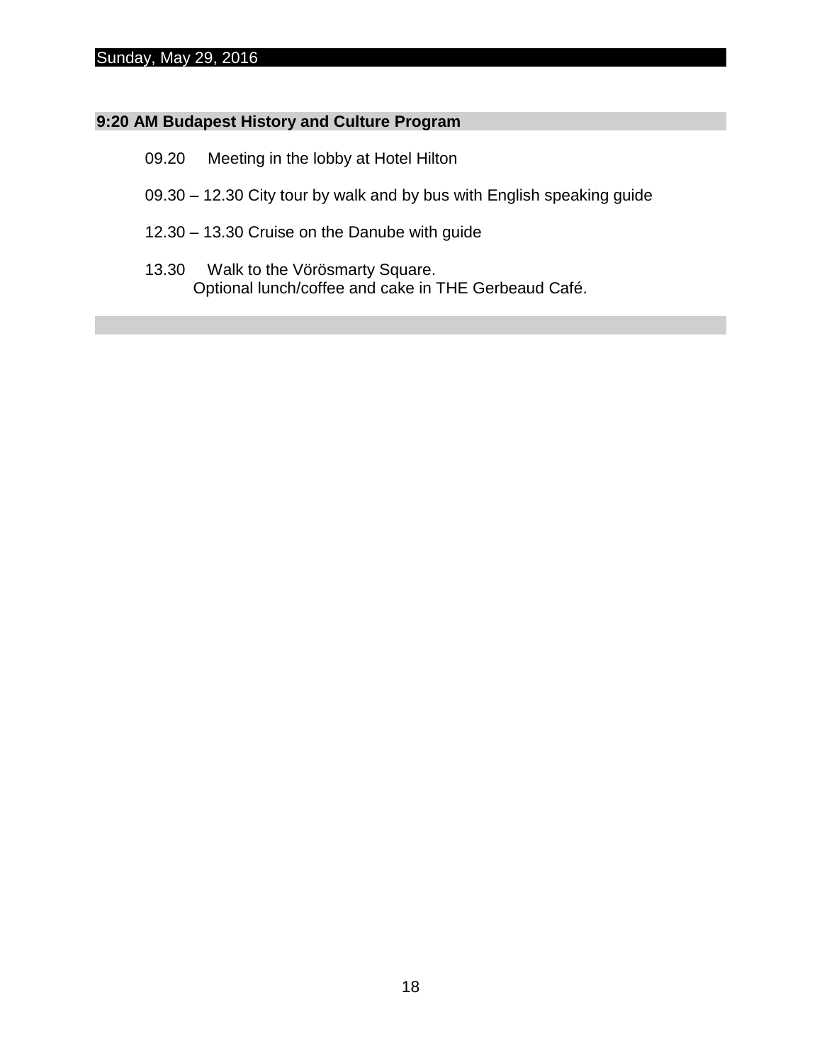Sunday, May 29, 2016

## 9:20 AM Budapest History and Culture Program

09.20 Meeting in the lobby at Hotel Hilton

09.30 – 12.30 City tour by walk and by bus with English speaking guide

12.30 – 13.30 Cruise on the Danube with guide

13.30 Walk to the Vörösmarty Square.
Optional lunch/coffee and cake in THE Gerbeaud Café.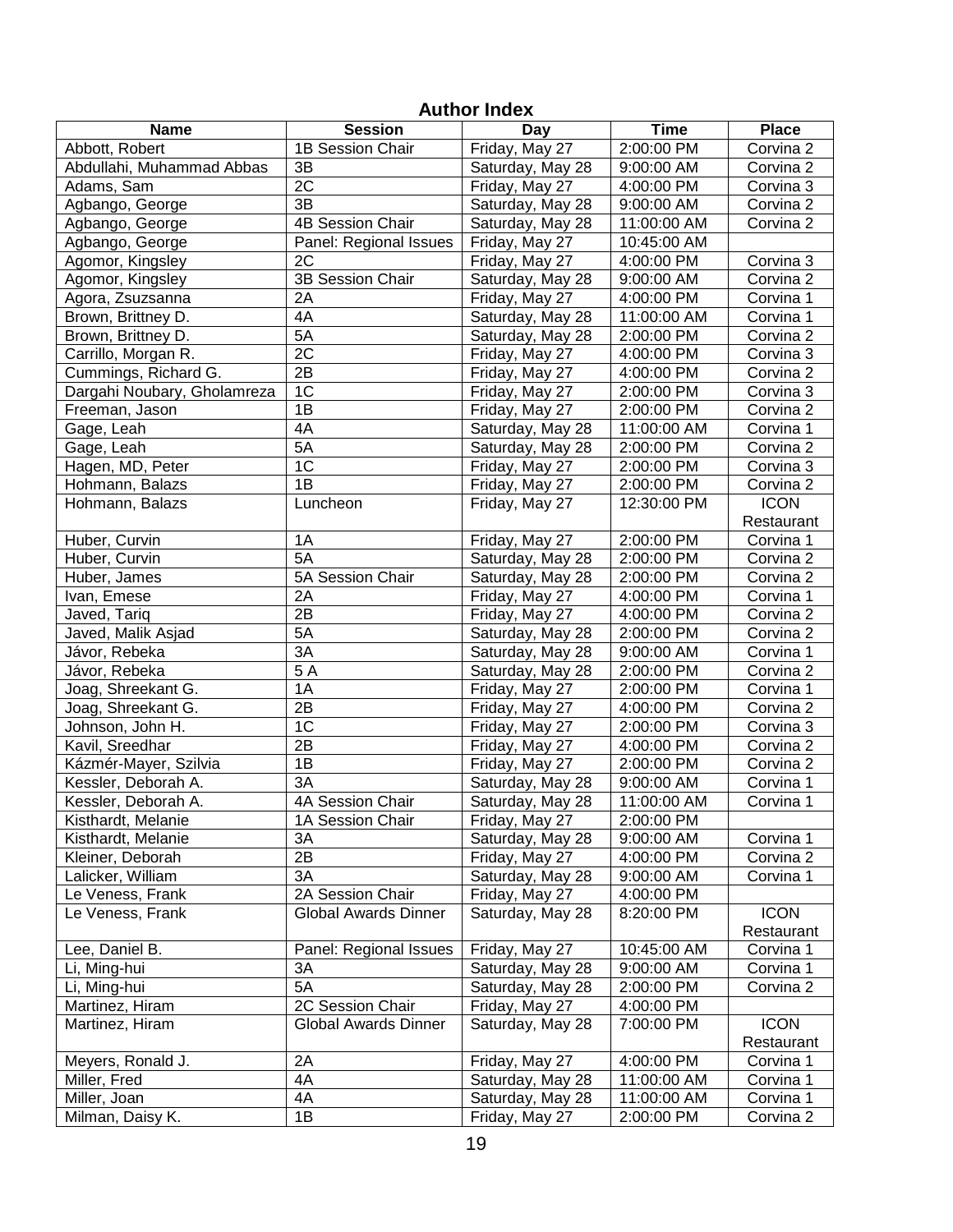## Author Index

| Name | Session | Day | Time | Place |
|---|---|---|---|---|
| Abbott, Robert | 1B Session Chair | Friday, May 27 | 2:00:00 PM | Corvina 2 |
| Abdullahi, Muhammad Abbas | 3B | Saturday, May 28 | 9:00:00 AM | Corvina 2 |
| Adams, Sam | 2C | Friday, May 27 | 4:00:00 PM | Corvina 3 |
| Agbango, George | 3B | Saturday, May 28 | 9:00:00 AM | Corvina 2 |
| Agbango, George | 4B Session Chair | Saturday, May 28 | 11:00:00 AM | Corvina 2 |
| Agbango, George | Panel: Regional Issues | Friday, May 27 | 10:45:00 AM | |
| Agomor, Kingsley | 2C | Friday, May 27 | 4:00:00 PM | Corvina 3 |
| Agomor, Kingsley | 3B Session Chair | Saturday, May 28 | 9:00:00 AM | Corvina 2 |
| Agora, Zsuzsanna | 2A | Friday, May 27 | 4:00:00 PM | Corvina 1 |
| Brown, Brittney D. | 4A | Saturday, May 28 | 11:00:00 AM | Corvina 1 |
| Brown, Brittney D. | 5A | Saturday, May 28 | 2:00:00 PM | Corvina 2 |
| Carrillo, Morgan R. | 2C | Friday, May 27 | 4:00:00 PM | Corvina 3 |
| Cummings, Richard G. | 2B | Friday, May 27 | 4:00:00 PM | Corvina 2 |
| Dargahi Noubary, Gholamreza | 1C | Friday, May 27 | 2:00:00 PM | Corvina 3 |
| Freeman, Jason | 1B | Friday, May 27 | 2:00:00 PM | Corvina 2 |
| Gage, Leah | 4A | Saturday, May 28 | 11:00:00 AM | Corvina 1 |
| Gage, Leah | 5A | Saturday, May 28 | 2:00:00 PM | Corvina 2 |
| Hagen, MD, Peter | 1C | Friday, May 27 | 2:00:00 PM | Corvina 3 |
| Hohmann, Balazs | 1B | Friday, May 27 | 2:00:00 PM | Corvina 2 |
| Hohmann, Balazs | Luncheon | Friday, May 27 | 12:30:00 PM | ICON Restaurant |
| Huber, Curvin | 1A | Friday, May 27 | 2:00:00 PM | Corvina 1 |
| Huber, Curvin | 5A | Saturday, May 28 | 2:00:00 PM | Corvina 2 |
| Huber, James | 5A Session Chair | Saturday, May 28 | 2:00:00 PM | Corvina 2 |
| Ivan, Emese | 2A | Friday, May 27 | 4:00:00 PM | Corvina 1 |
| Javed, Tariq | 2B | Friday, May 27 | 4:00:00 PM | Corvina 2 |
| Javed, Malik Asjad | 5A | Saturday, May 28 | 2:00:00 PM | Corvina 2 |
| Jávor, Rebeka | 3A | Saturday, May 28 | 9:00:00 AM | Corvina 1 |
| Jávor, Rebeka | 5 A | Saturday, May 28 | 2:00:00 PM | Corvina 2 |
| Joag, Shreekant G. | 1A | Friday, May 27 | 2:00:00 PM | Corvina 1 |
| Joag, Shreekant G. | 2B | Friday, May 27 | 4:00:00 PM | Corvina 2 |
| Johnson, John H. | 1C | Friday, May 27 | 2:00:00 PM | Corvina 3 |
| Kavil, Sreedhar | 2B | Friday, May 27 | 4:00:00 PM | Corvina 2 |
| Kázmér-Mayer, Szilvia | 1B | Friday, May 27 | 2:00:00 PM | Corvina 2 |
| Kessler, Deborah A. | 3A | Saturday, May 28 | 9:00:00 AM | Corvina 1 |
| Kessler, Deborah A. | 4A Session Chair | Saturday, May 28 | 11:00:00 AM | Corvina 1 |
| Kisthardt, Melanie | 1A Session Chair | Friday, May 27 | 2:00:00 PM | |
| Kisthardt, Melanie | 3A | Saturday, May 28 | 9:00:00 AM | Corvina 1 |
| Kleiner, Deborah | 2B | Friday, May 27 | 4:00:00 PM | Corvina 2 |
| Lalicker, William | 3A | Saturday, May 28 | 9:00:00 AM | Corvina 1 |
| Le Veness, Frank | 2A Session Chair | Friday, May 27 | 4:00:00 PM | |
| Le Veness, Frank | Global Awards Dinner | Saturday, May 28 | 8:20:00 PM | ICON Restaurant |
| Lee, Daniel B. | Panel: Regional Issues | Friday, May 27 | 10:45:00 AM | Corvina 1 |
| Li, Ming-hui | 3A | Saturday, May 28 | 9:00:00 AM | Corvina 1 |
| Li, Ming-hui | 5A | Saturday, May 28 | 2:00:00 PM | Corvina 2 |
| Martinez, Hiram | 2C Session Chair | Friday, May 27 | 4:00:00 PM | |
| Martinez, Hiram | Global Awards Dinner | Saturday, May 28 | 7:00:00 PM | ICON Restaurant |
| Meyers, Ronald J. | 2A | Friday, May 27 | 4:00:00 PM | Corvina 1 |
| Miller, Fred | 4A | Saturday, May 28 | 11:00:00 AM | Corvina 1 |
| Miller, Joan | 4A | Saturday, May 28 | 11:00:00 AM | Corvina 1 |
| Milman, Daisy K. | 1B | Friday, May 27 | 2:00:00 PM | Corvina 2 |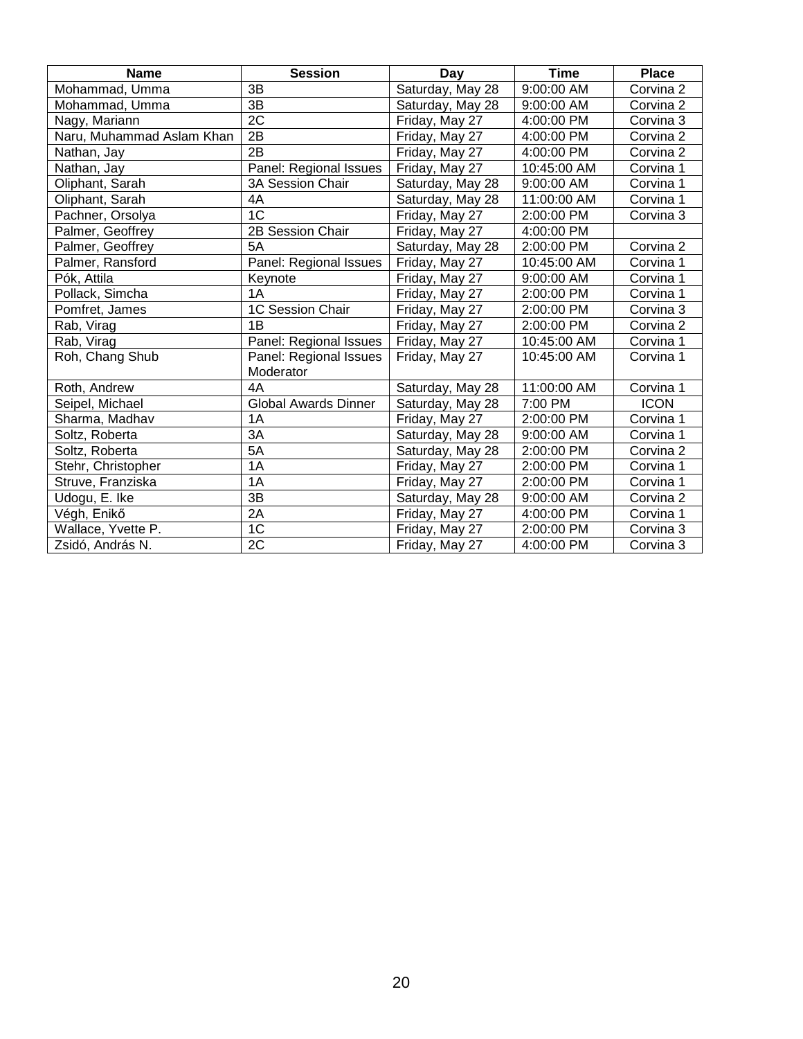| Name | Session | Day | Time | Place |
|---|---|---|---|---|
| Mohammad, Umma | 3B | Saturday, May 28 | 9:00:00 AM | Corvina 2 |
| Mohammad, Umma | 3B | Saturday, May 28 | 9:00:00 AM | Corvina 2 |
| Nagy, Mariann | 2C | Friday, May 27 | 4:00:00 PM | Corvina 3 |
| Naru, Muhammad Aslam Khan | 2B | Friday, May 27 | 4:00:00 PM | Corvina 2 |
| Nathan, Jay | 2B | Friday, May 27 | 4:00:00 PM | Corvina 2 |
| Nathan, Jay | Panel: Regional Issues | Friday, May 27 | 10:45:00 AM | Corvina 1 |
| Oliphant, Sarah | 3A Session Chair | Saturday, May 28 | 9:00:00 AM | Corvina 1 |
| Oliphant, Sarah | 4A | Saturday, May 28 | 11:00:00 AM | Corvina 1 |
| Pachner, Orsolya | 1C | Friday, May 27 | 2:00:00 PM | Corvina 3 |
| Palmer, Geoffrey | 2B Session Chair | Friday, May 27 | 4:00:00 PM | |
| Palmer, Geoffrey | 5A | Saturday, May 28 | 2:00:00 PM | Corvina 2 |
| Palmer, Ransford | Panel: Regional Issues | Friday, May 27 | 10:45:00 AM | Corvina 1 |
| Pók, Attila | Keynote | Friday, May 27 | 9:00:00 AM | Corvina 1 |
| Pollack, Simcha | 1A | Friday, May 27 | 2:00:00 PM | Corvina 1 |
| Pomfret, James | 1C Session Chair | Friday, May 27 | 2:00:00 PM | Corvina 3 |
| Rab, Virag | 1B | Friday, May 27 | 2:00:00 PM | Corvina 2 |
| Rab, Virag | Panel: Regional Issues | Friday, May 27 | 10:45:00 AM | Corvina 1 |
| Roh, Chang Shub | Panel: Regional Issues Moderator | Friday, May 27 | 10:45:00 AM | Corvina 1 |
| Roth, Andrew | 4A | Saturday, May 28 | 11:00:00 AM | Corvina 1 |
| Seipel, Michael | Global Awards Dinner | Saturday, May 28 | 7:00 PM | ICON |
| Sharma, Madhav | 1A | Friday, May 27 | 2:00:00 PM | Corvina 1 |
| Soltz, Roberta | 3A | Saturday, May 28 | 9:00:00 AM | Corvina 1 |
| Soltz, Roberta | 5A | Saturday, May 28 | 2:00:00 PM | Corvina 2 |
| Stehr, Christopher | 1A | Friday, May 27 | 2:00:00 PM | Corvina 1 |
| Struve, Franziska | 1A | Friday, May 27 | 2:00:00 PM | Corvina 1 |
| Udogu, E. Ike | 3B | Saturday, May 28 | 9:00:00 AM | Corvina 2 |
| Végh, Enikő | 2A | Friday, May 27 | 4:00:00 PM | Corvina 1 |
| Wallace, Yvette P. | 1C | Friday, May 27 | 2:00:00 PM | Corvina 3 |
| Zsidó, András N. | 2C | Friday, May 27 | 4:00:00 PM | Corvina 3 |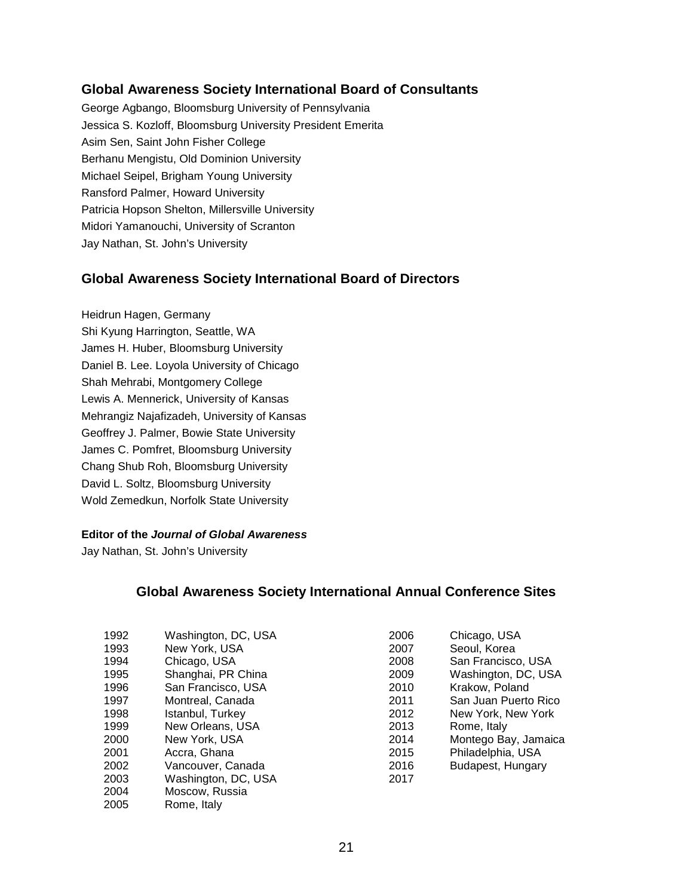## Global Awareness Society International Board of Consultants

George Agbango, Bloomsburg University of Pennsylvania
Jessica S. Kozloff, Bloomsburg University President Emerita
Asim Sen, Saint John Fisher College
Berhanu Mengistu, Old Dominion University
Michael Seipel, Brigham Young University
Ransford Palmer, Howard University
Patricia Hopson Shelton, Millersville University
Midori Yamanouchi, University of Scranton
Jay Nathan, St. John's University

## Global Awareness Society International Board of Directors

Heidrun Hagen, Germany
Shi Kyung Harrington, Seattle, WA
James H. Huber, Bloomsburg University
Daniel B. Lee. Loyola University of Chicago
Shah Mehrabi, Montgomery College
Lewis A. Mennerick, University of Kansas
Mehrangiz Najafizadeh, University of Kansas
Geoffrey J. Palmer, Bowie State University
James C. Pomfret, Bloomsburg University
Chang Shub Roh, Bloomsburg University
David L. Soltz, Bloomsburg University
Wold Zemedkun, Norfolk State University

**Editor of the *Journal of Global Awareness***
Jay Nathan, St. John's University

## Global Awareness Society International Annual Conference Sites

| | |
|---|---|
| 1992 | Washington, DC, USA |
| 1993 | New York, USA |
| 1994 | Chicago, USA |
| 1995 | Shanghai, PR China |
| 1996 | San Francisco, USA |
| 1997 | Montreal, Canada |
| 1998 | Istanbul, Turkey |
| 1999 | New Orleans, USA |
| 2000 | New York, USA |
| 2001 | Accra, Ghana |
| 2002 | Vancouver, Canada |
| 2003 | Washington, DC, USA |
| 2004 | Moscow, Russia |
| 2005 | Rome, Italy |
| 2006 | Chicago, USA |
| 2007 | Seoul, Korea |
| 2008 | San Francisco, USA |
| 2009 | Washington, DC, USA |
| 2010 | Krakow, Poland |
| 2011 | San Juan Puerto Rico |
| 2012 | New York, New York |
| 2013 | Rome, Italy |
| 2014 | Montego Bay, Jamaica |
| 2015 | Philadelphia, USA |
| 2016 | Budapest, Hungary |
| 2017 | |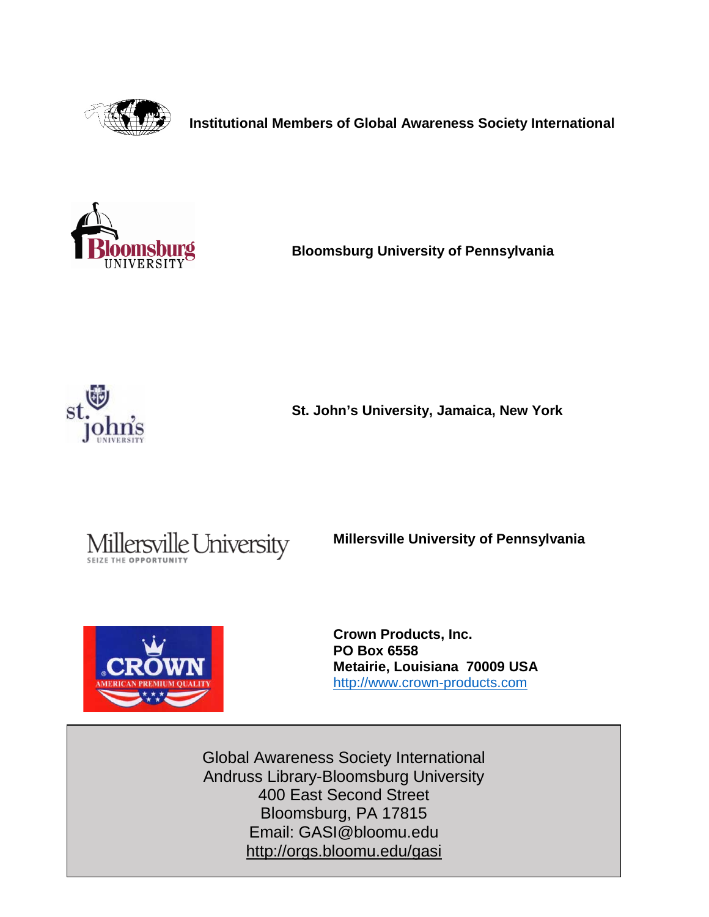**Institutional Members of Global Awareness Society International**

**Bloomsburg University of Pennsylvania**

**St. John's University, Jamaica, New York**

**Millersville University of Pennsylvania**

**Crown Products, Inc.**
**PO Box 6558**
**Metairie, Louisiana 70009 USA**
http://www.crown-products.com

Global Awareness Society International
Andruss Library-Bloomsburg University
400 East Second Street
Bloomsburg, PA 17815
Email: GASI@bloomu.edu
http://orgs.bloomu.edu/gasi